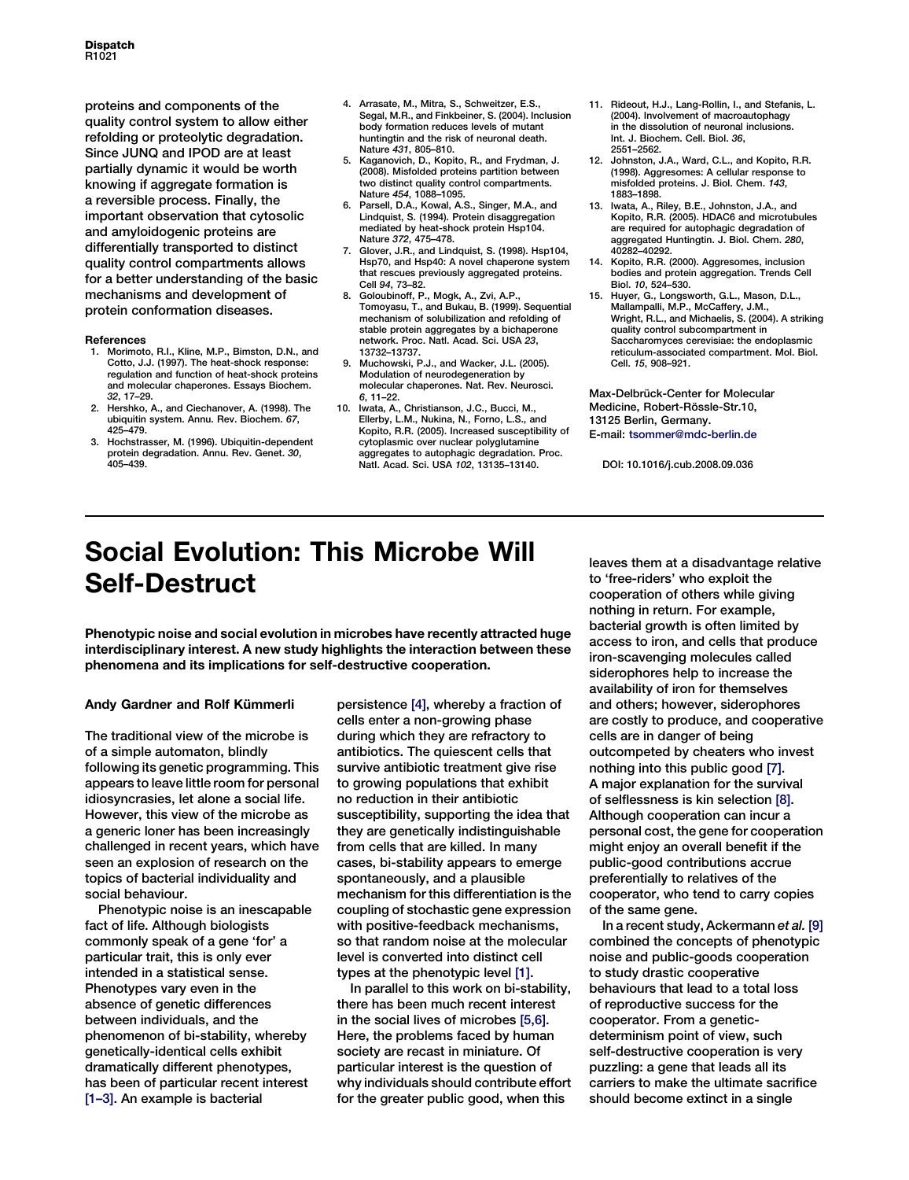proteins and components of the quality control system to allow either refolding or proteolytic degradation. Since JUNQ and IPOD are at least partially dynamic it would be worth knowing if aggregate formation is a reversible process. Finally, the important observation that cytosolic and amyloidogenic proteins are differentially transported to distinct quality control compartments allows for a better understanding of the basic mechanisms and development of protein conformation diseases.

#### References

1. Morimoto, R.I., Kline, M.P., Bimston, D.N., and Cotto, J.J. (1997). The heat-shock response: regulation and function of heat-shock proteins and molecular chaperones. Essays Biochem. *32*, 17–29.
2. Hershko, A., and Ciechanover, A. (1998). The ubiquitin system. Annu. Rev. Biochem. *67*, 425–479.
3. Hochstrasser, M. (1996). Ubiquitin-dependent protein degradation. Annu. Rev. Genet. *30*, 405–439.
4. Arrasate, M., Mitra, S., Schweitzer, E.S., Segal, M.R., and Finkbeiner, S. (2004). Inclusion body formation reduces levels of mutant huntingtin and the risk of neuronal death. Nature *431*, 805–810.
5. Kaganovich, D., Kopito, R., and Frydman, J. (2008). Misfolded proteins partition between two distinct quality control compartments. Nature *454*, 1088–1095.
6. Parsell, D.A., Kowal, A.S., Singer, M.A., and Lindquist, S. (1994). Protein disaggregation mediated by heat-shock protein Hsp104. Nature *372*, 475–478.
7. Glover, J.R., and Lindquist, S. (1998). Hsp104, Hsp70, and Hsp40: A novel chaperone system that rescues previously aggregated proteins. Cell *94*, 73–82.
8. Goloubinoff, P., Mogk, A., Zvi, A.P., Tomoyasu, T., and Bukau, B. (1999). Sequential mechanism of solubilization and refolding of stable protein aggregates by a bichaperone network. Proc. Natl. Acad. Sci. USA *23*, 13732–13737.
9. Muchowski, P.J., and Wacker, J.L. (2005). Modulation of neurodegeneration by molecular chaperones. Nat. Rev. Neurosci. *6*, 11–22.
10. Iwata, A., Christianson, J.C., Bucci, M., Ellerby, L.M., Nukina, N., Forno, L.S., and Kopito, R.R. (2005). Increased susceptibility of cytoplasmic over nuclear polyglutamine aggregates to autophagic degradation. Proc. Natl. Acad. Sci. USA *102*, 13135–13140.
11. Rideout, H.J., Lang-Rollin, I., and Stefanis, L. (2004). Involvement of macroautophagy in the dissolution of neuronal inclusions. Int. J. Biochem. Cell. Biol. *36*, 2551–2562.
12. Johnston, J.A., Ward, C.L., and Kopito, R.R. (1998). Aggresomes: A cellular response to misfolded proteins. J. Biol. Chem. *143*, 1883–1898.
13. Iwata, A., Riley, B.E., Johnston, J.A., and Kopito, R.R. (2005). HDAC6 and microtubules are required for autophagic degradation of aggregated Huntingtin. J. Biol. Chem. *280*, 40282–40292.
14. Kopito, R.R. (2000). Aggresomes, inclusion bodies and protein aggregation. Trends Cell Biol. *10*, 524–530.
15. Huyer, G., Longsworth, G.L., Mason, D.L., Mallampalli, M.P., McCaffery, J.M., Wright, R.L., and Michaelis, S. (2004). A striking quality control subcompartment in Saccharomyces cerevisiae: the endoplasmic reticulum-associated compartment. Mol. Biol. Cell. *15*, 908–921.

Max-Delbrück-Center for Molecular Medicine, Robert-Rössle-Str.10, 13125 Berlin, Germany.
E-mail: tsommer@mdc-berlin.de

DOI: 10.1016/j.cub.2008.09.036

# Social Evolution: This Microbe Will Self-Destruct

**Phenotypic noise and social evolution in microbes have recently attracted huge interdisciplinary interest. A new study highlights the interaction between these phenomena and its implications for self-destructive cooperation.**

**Andy Gardner and Rolf Kümmerli**

The traditional view of the microbe is of a simple automaton, blindly following its genetic programming. This appears to leave little room for personal idiosyncrasies, let alone a social life. However, this view of the microbe as a generic loner has been increasingly challenged in recent years, which have seen an explosion of research on the topics of bacterial individuality and social behaviour.

Phenotypic noise is an inescapable fact of life. Although biologists commonly speak of a gene 'for' a particular trait, this is only ever intended in a statistical sense. Phenotypes vary even in the absence of genetic differences between individuals, and the phenomenon of bi-stability, whereby genetically-identical cells exhibit dramatically different phenotypes, has been of particular recent interest [1–3]. An example is bacterial persistence [4], whereby a fraction of cells enter a non-growing phase during which they are refractory to antibiotics. The quiescent cells that survive antibiotic treatment give rise to growing populations that exhibit no reduction in their antibiotic susceptibility, supporting the idea that they are genetically indistinguishable from cells that are killed. In many cases, bi-stability appears to emerge spontaneously, and a plausible mechanism for this differentiation is the coupling of stochastic gene expression with positive-feedback mechanisms, so that random noise at the molecular level is converted into distinct cell types at the phenotypic level [1].

In parallel to this work on bi-stability, there has been much recent interest in the social lives of microbes [5,6]. Here, the problems faced by human society are recast in miniature. Of particular interest is the question of why individuals should contribute effort for the greater public good, when this leaves them at a disadvantage relative to 'free-riders' who exploit the cooperation of others while giving nothing in return. For example, bacterial growth is often limited by access to iron, and cells that produce iron-scavenging molecules called siderophores help to increase the availability of iron for themselves and others; however, siderophores are costly to produce, and cooperative cells are in danger of being outcompeted by cheaters who invest nothing into this public good [7]. A major explanation for the survival of selflessness is kin selection [8]. Although cooperation can incur a personal cost, the gene for cooperation might enjoy an overall benefit if the public-good contributions accrue preferentially to relatives of the cooperator, who tend to carry copies of the same gene.

In a recent study, Ackermann *et al.* [9] combined the concepts of phenotypic noise and public-goods cooperation to study drastic cooperative behaviours that lead to a total loss of reproductive success for the cooperator. From a genetic-determinism point of view, such self-destructive cooperation is very puzzling: a gene that leads all its carriers to make the ultimate sacrifice should become extinct in a single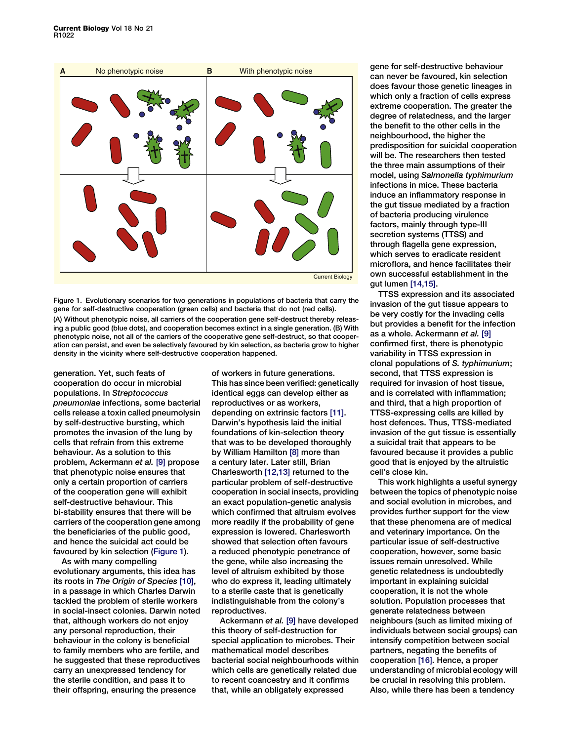Figure 1. Evolutionary scenarios for two generations in populations of bacteria that carry the gene for self-destructive cooperation (green cells) and bacteria that do not (red cells).

(A) Without phenotypic noise, all carriers of the cooperation gene self-destruct thereby releasing a public good (blue dots), and cooperation becomes extinct in a single generation. (B) With phenotypic noise, not all of the carriers of the cooperative gene self-destruct, so that cooperation can persist, and even be selectively favoured by kin selection, as bacteria grow to higher density in the vicinity where self-destructive cooperation happened.

generation. Yet, such feats of cooperation do occur in microbial populations. In *Streptococcus pneumoniae* infections, some bacterial cells release a toxin called pneumolysin by self-destructive bursting, which promotes the invasion of the lung by cells that refrain from this extreme behaviour. As a solution to this problem, Ackermann *et al.* [9] propose that phenotypic noise ensures that only a certain proportion of carriers of the cooperation gene will exhibit self-destructive behaviour. This bi-stability ensures that there will be carriers of the cooperation gene among the beneficiaries of the public good, and hence the suicidal act could be favoured by kin selection (Figure 1).

As with many compelling evolutionary arguments, this idea has its roots in *The Origin of Species* [10], in a passage in which Charles Darwin tackled the problem of sterile workers in social-insect colonies. Darwin noted that, although workers do not enjoy any personal reproduction, their behaviour in the colony is beneficial to family members who are fertile, and he suggested that these reproductives carry an unexpressed tendency for the sterile condition, and pass it to their offspring, ensuring the presence of workers in future generations. This has since been verified: genetically identical eggs can develop either as reproductives or as workers, depending on extrinsic factors [11]. Darwin's hypothesis laid the initial foundations of kin-selection theory that was to be developed thoroughly by William Hamilton [8] more than a century later. Later still, Brian Charlesworth [12,13] returned to the particular problem of self-destructive cooperation in social insects, providing an exact population-genetic analysis which confirmed that altruism evolves more readily if the probability of gene expression is lowered. Charlesworth showed that selection often favours a reduced phenotypic penetrance of the gene, while also increasing the level of altruism exhibited by those who do express it, leading ultimately to a sterile caste that is genetically indistinguishable from the colony's reproductives.

Ackermann *et al.* [9] have developed this theory of self-destruction for special application to microbes. Their mathematical model describes bacterial social neighbourhoods within which cells are genetically related due to recent coancestry and it confirms that, while an obligately expressed gene for self-destructive behaviour can never be favoured, kin selection does favour those genetic lineages in which only a fraction of cells express extreme cooperation. The greater the degree of relatedness, and the larger the benefit to the other cells in the neighbourhood, the higher the predisposition for suicidal cooperation will be. The researchers then tested the three main assumptions of their model, using *Salmonella typhimurium* infections in mice. These bacteria induce an inflammatory response in the gut tissue mediated by a fraction of bacteria producing virulence factors, mainly through type-III secretion systems (TTSS) and through flagella gene expression, which serves to eradicate resident microflora, and hence facilitates their own successful establishment in the gut lumen [14,15].

TTSS expression and its associated invasion of the gut tissue appears to be very costly for the invading cells but provides a benefit for the infection as a whole. Ackermann *et al.* [9] confirmed first, there is phenotypic variability in TTSS expression in clonal populations of *S. typhimurium*; second, that TTSS expression is required for invasion of host tissue, and is correlated with inflammation; and third, that a high proportion of TTSS-expressing cells are killed by host defences. Thus, TTSS-mediated invasion of the gut tissue is essentially a suicidal trait that appears to be favoured because it provides a public good that is enjoyed by the altruistic cell's close kin.

This work highlights a useful synergy between the topics of phenotypic noise and social evolution in microbes, and provides further support for the view that these phenomena are of medical and veterinary importance. On the particular issue of self-destructive cooperation, however, some basic issues remain unresolved. While genetic relatedness is undoubtedly important in explaining suicidal cooperation, it is not the whole solution. Population processes that generate relatedness between neighbours (such as limited mixing of individuals between social groups) can intensify competition between social partners, negating the benefits of cooperation [16]. Hence, a proper understanding of microbial ecology will be crucial in resolving this problem. Also, while there has been a tendency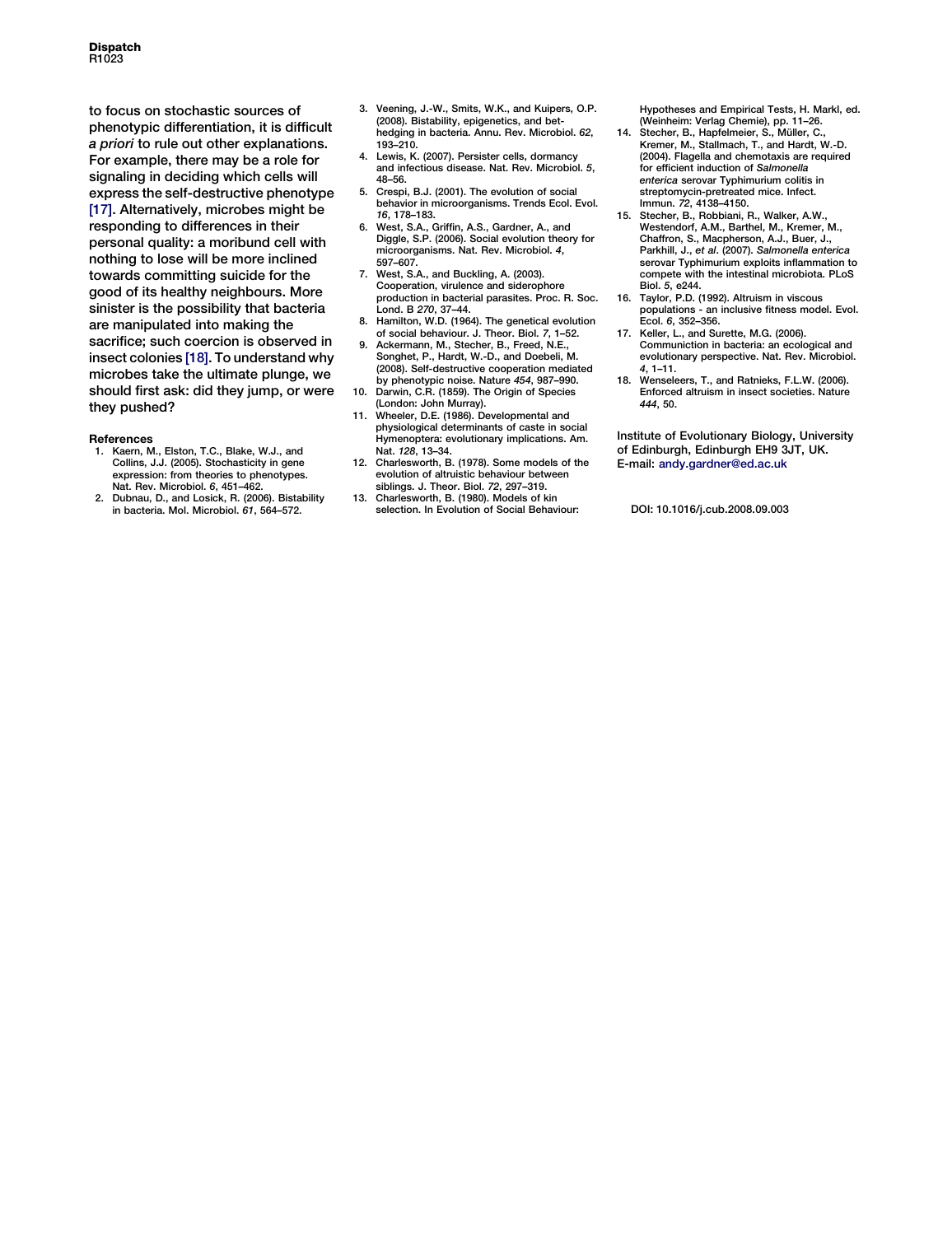to focus on stochastic sources of phenotypic differentiation, it is difficult *a priori* to rule out other explanations. For example, there may be a role for signaling in deciding which cells will express the self-destructive phenotype [17]. Alternatively, microbes might be responding to differences in their personal quality: a moribund cell with nothing to lose will be more inclined towards committing suicide for the good of its healthy neighbours. More sinister is the possibility that bacteria are manipulated into making the sacrifice; such coercion is observed in insect colonies [18]. To understand why microbes take the ultimate plunge, we should first ask: did they jump, or were they pushed?

#### References

1. Kaern, M., Elston, T.C., Blake, W.J., and Collins, J.J. (2005). Stochasticity in gene expression: from theories to phenotypes. Nat. Rev. Microbiol. *6*, 451–462.
2. Dubnau, D., and Losick, R. (2006). Bistability in bacteria. Mol. Microbiol. *61*, 564–572.
3. Veening, J.-W., Smits, W.K., and Kuipers, O.P. (2008). Bistability, epigenetics, and bet-hedging in bacteria. Annu. Rev. Microbiol. *62*, 193–210.
4. Lewis, K. (2007). Persister cells, dormancy and infectious disease. Nat. Rev. Microbiol. *5*, 48–56.
5. Crespi, B.J. (2001). The evolution of social behavior in microorganisms. Trends Ecol. Evol. *16*, 178–183.
6. West, S.A., Griffin, A.S., Gardner, A., and Diggle, S.P. (2006). Social evolution theory for microorganisms. Nat. Rev. Microbiol. *4*, 597–607.
7. West, S.A., and Buckling, A. (2003). Cooperation, virulence and siderophore production in bacterial parasites. Proc. R. Soc. Lond. B *270*, 37–44.
8. Hamilton, W.D. (1964). The genetical evolution of social behaviour. J. Theor. Biol. *7*, 1–52.
9. Ackermann, M., Stecher, B., Freed, N.E., Songhet, P., Hardt, W.-D., and Doebeli, M. (2008). Self-destructive cooperation mediated by phenotypic noise. Nature *454*, 987–990.
10. Darwin, C.R. (1859). The Origin of Species (London: John Murray).
11. Wheeler, D.E. (1986). Developmental and physiological determinants of caste in social Hymenoptera: evolutionary implications. Am. Nat. *128*, 13–34.
12. Charlesworth, B. (1978). Some models of the evolution of altruistic behaviour between siblings. J. Theor. Biol. *72*, 297–319.
13. Charlesworth, B. (1980). Models of kin selection. In Evolution of Social Behaviour: Hypotheses and Empirical Tests, H. Markl, ed. (Weinheim: Verlag Chemie), pp. 11–26.
14. Stecher, B., Hapfelmeier, S., Müller, C., Kremer, M., Stallmach, T., and Hardt, W.-D. (2004). Flagella and chemotaxis are required for efficient induction of *Salmonella enterica* serovar Typhimurium colitis in streptomycin-pretreated mice. Infect. Immun. *72*, 4138–4150.
15. Stecher, B., Robbiani, R., Walker, A.W., Westendorf, A.M., Barthel, M., Kremer, M., Chaffron, S., Macpherson, A.J., Buer, J., Parkhill, J., *et al*. (2007). *Salmonella enterica* serovar Typhimurium exploits inflammation to compete with the intestinal microbiota. PLoS Biol. *5*, e244.
16. Taylor, P.D. (1992). Altruism in viscous populations - an inclusive fitness model. Evol. Ecol. *6*, 352–356.
17. Keller, L., and Surette, M.G. (2006). Communiction in bacteria: an ecological and evolutionary perspective. Nat. Rev. Microbiol. *4*, 1–11.
18. Wenseleers, T., and Ratnieks, F.L.W. (2006). Enforced altruism in insect societies. Nature *444*, 50.

Institute of Evolutionary Biology, University of Edinburgh, Edinburgh EH9 3JT, UK.
E-mail: andy.gardner@ed.ac.uk

DOI: 10.1016/j.cub.2008.09.003